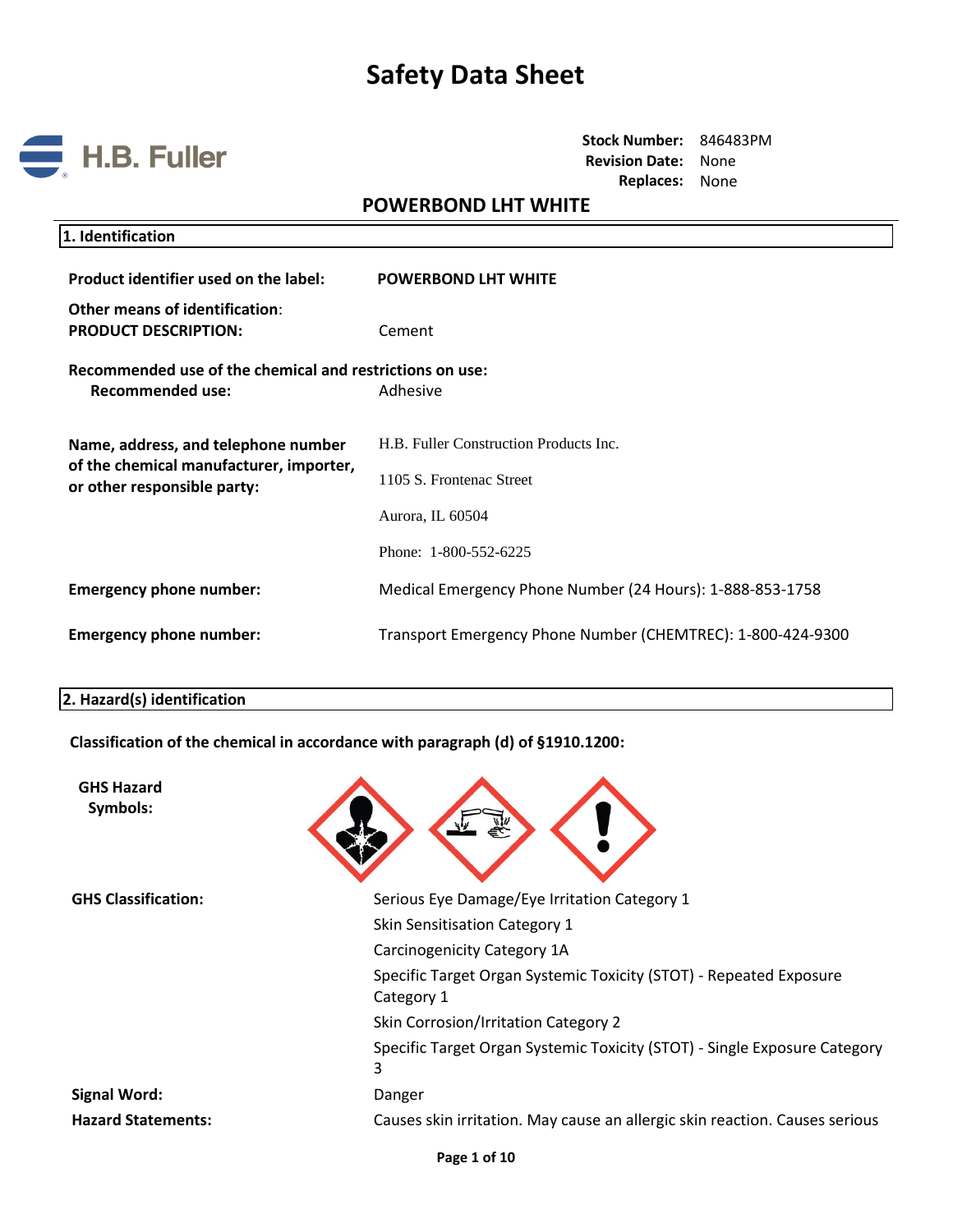# Safety Data Sheet

H.B. Fuller

**Stock Number:** 846483PM
**Revision Date:** None
**Replaces:** None

## POWERBOND LHT WHITE

### 1. Identification

**Product identifier used on the label:** POWERBOND LHT WHITE

**Other means of identification:**
**PRODUCT DESCRIPTION:** Cement

**Recommended use of the chemical and restrictions on use:**
**Recommended use:** Adhesive

**Name, address, and telephone number of the chemical manufacturer, importer, or other responsible party:**
H.B. Fuller Construction Products Inc.
1105 S. Frontenac Street
Aurora, IL 60504
Phone: 1-800-552-6225

**Emergency phone number:** Medical Emergency Phone Number (24 Hours): 1-888-853-1758

**Emergency phone number:** Transport Emergency Phone Number (CHEMTREC): 1-800-424-9300

### 2. Hazard(s) identification

**Classification of the chemical in accordance with paragraph (d) of §1910.1200:**

**GHS Hazard Symbols:**

**GHS Classification:**
Serious Eye Damage/Eye Irritation Category 1
Skin Sensitisation Category 1
Carcinogenicity Category 1A
Specific Target Organ Systemic Toxicity (STOT) - Repeated Exposure Category 1
Skin Corrosion/Irritation Category 2
Specific Target Organ Systemic Toxicity (STOT) - Single Exposure Category 3

**Signal Word:** Danger

**Hazard Statements:** Causes skin irritation. May cause an allergic skin reaction. Causes serious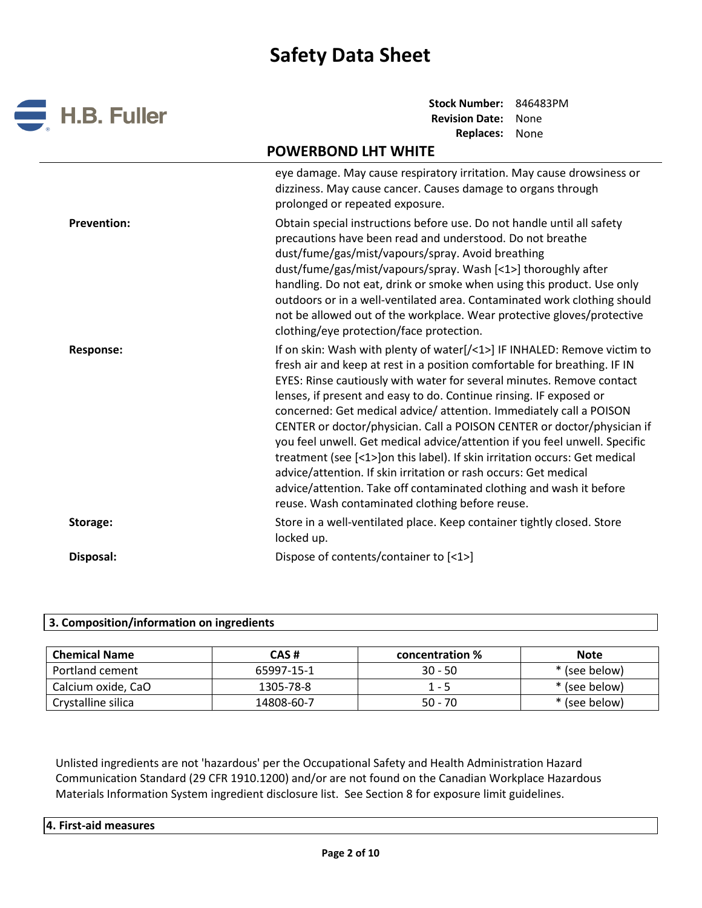eye damage. May cause respiratory irritation. May cause drowsiness or dizziness. May cause cancer. Causes damage to organs through prolonged or repeated exposure.

**Prevention:** Obtain special instructions before use. Do not handle until all safety precautions have been read and understood. Do not breathe dust/fume/gas/mist/vapours/spray. Avoid breathing dust/fume/gas/mist/vapours/spray. Wash [<1>] thoroughly after handling. Do not eat, drink or smoke when using this product. Use only outdoors or in a well-ventilated area. Contaminated work clothing should not be allowed out of the workplace. Wear protective gloves/protective clothing/eye protection/face protection.

**Response:** If on skin: Wash with plenty of water[/<1>] IF INHALED: Remove victim to fresh air and keep at rest in a position comfortable for breathing. IF IN EYES: Rinse cautiously with water for several minutes. Remove contact lenses, if present and easy to do. Continue rinsing. IF exposed or concerned: Get medical advice/ attention. Immediately call a POISON CENTER or doctor/physician. Call a POISON CENTER or doctor/physician if you feel unwell. Get medical advice/attention if you feel unwell. Specific treatment (see [<1>]on this label). If skin irritation occurs: Get medical advice/attention. If skin irritation or rash occurs: Get medical advice/attention. Take off contaminated clothing and wash it before reuse. Wash contaminated clothing before reuse.

**Storage:** Store in a well-ventilated place. Keep container tightly closed. Store locked up.

**Disposal:** Dispose of contents/container to [<1>]

## 3. Composition/information on ingredients

| Chemical Name | CAS # | concentration % | Note |
|---|---|---|---|
| Portland cement | 65997-15-1 | 30 - 50 | * (see below) |
| Calcium oxide, CaO | 1305-78-8 | 1 - 5 | * (see below) |
| Crystalline silica | 14808-60-7 | 50 - 70 | * (see below) |

Unlisted ingredients are not 'hazardous' per the Occupational Safety and Health Administration Hazard Communication Standard (29 CFR 1910.1200) and/or are not found on the Canadian Workplace Hazardous Materials Information System ingredient disclosure list. See Section 8 for exposure limit guidelines.

## 4. First-aid measures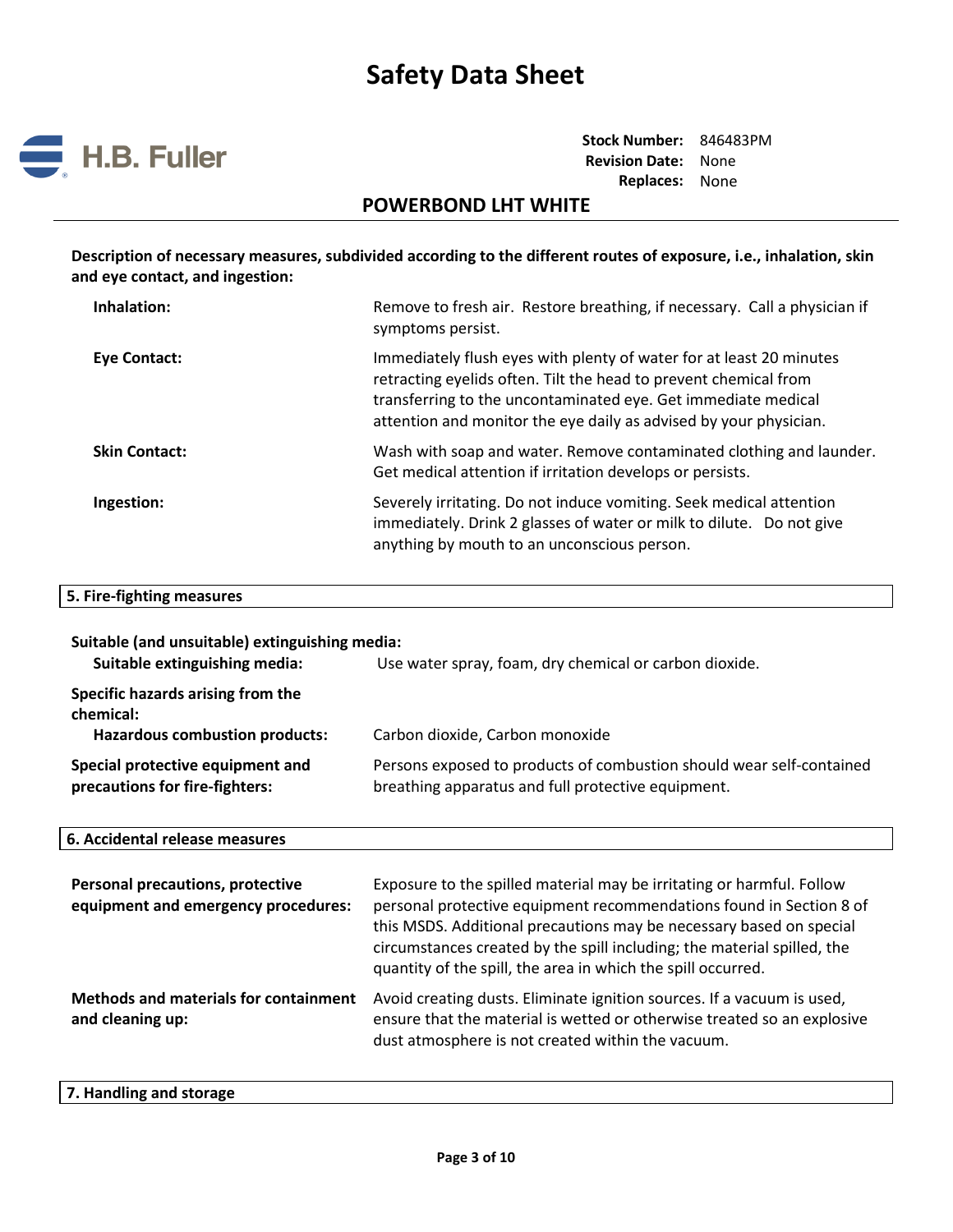**Description of necessary measures, subdivided according to the different routes of exposure, i.e., inhalation, skin and eye contact, and ingestion:**

| | |
|---|---|
| **Inhalation:** | Remove to fresh air. Restore breathing, if necessary. Call a physician if symptoms persist. |
| **Eye Contact:** | Immediately flush eyes with plenty of water for at least 20 minutes retracting eyelids often. Tilt the head to prevent chemical from transferring to the uncontaminated eye. Get immediate medical attention and monitor the eye daily as advised by your physician. |
| **Skin Contact:** | Wash with soap and water. Remove contaminated clothing and launder. Get medical attention if irritation develops or persists. |
| **Ingestion:** | Severely irritating. Do not induce vomiting. Seek medical attention immediately. Drink 2 glasses of water or milk to dilute. Do not give anything by mouth to an unconscious person. |

## 5. Fire-fighting measures

**Suitable (and unsuitable) extinguishing media:**

| | |
|---|---|
| **Suitable extinguishing media:** | Use water spray, foam, dry chemical or carbon dioxide. |

**Specific hazards arising from the chemical:**

| | |
|---|---|
| **Hazardous combustion products:** | Carbon dioxide, Carbon monoxide |
| **Special protective equipment and precautions for fire-fighters:** | Persons exposed to products of combustion should wear self-contained breathing apparatus and full protective equipment. |

## 6. Accidental release measures

| | |
|---|---|
| **Personal precautions, protective equipment and emergency procedures:** | Exposure to the spilled material may be irritating or harmful. Follow personal protective equipment recommendations found in Section 8 of this MSDS. Additional precautions may be necessary based on special circumstances created by the spill including; the material spilled, the quantity of the spill, the area in which the spill occurred. |
| **Methods and materials for containment and cleaning up:** | Avoid creating dusts. Eliminate ignition sources. If a vacuum is used, ensure that the material is wetted or otherwise treated so an explosive dust atmosphere is not created within the vacuum. |

## 7. Handling and storage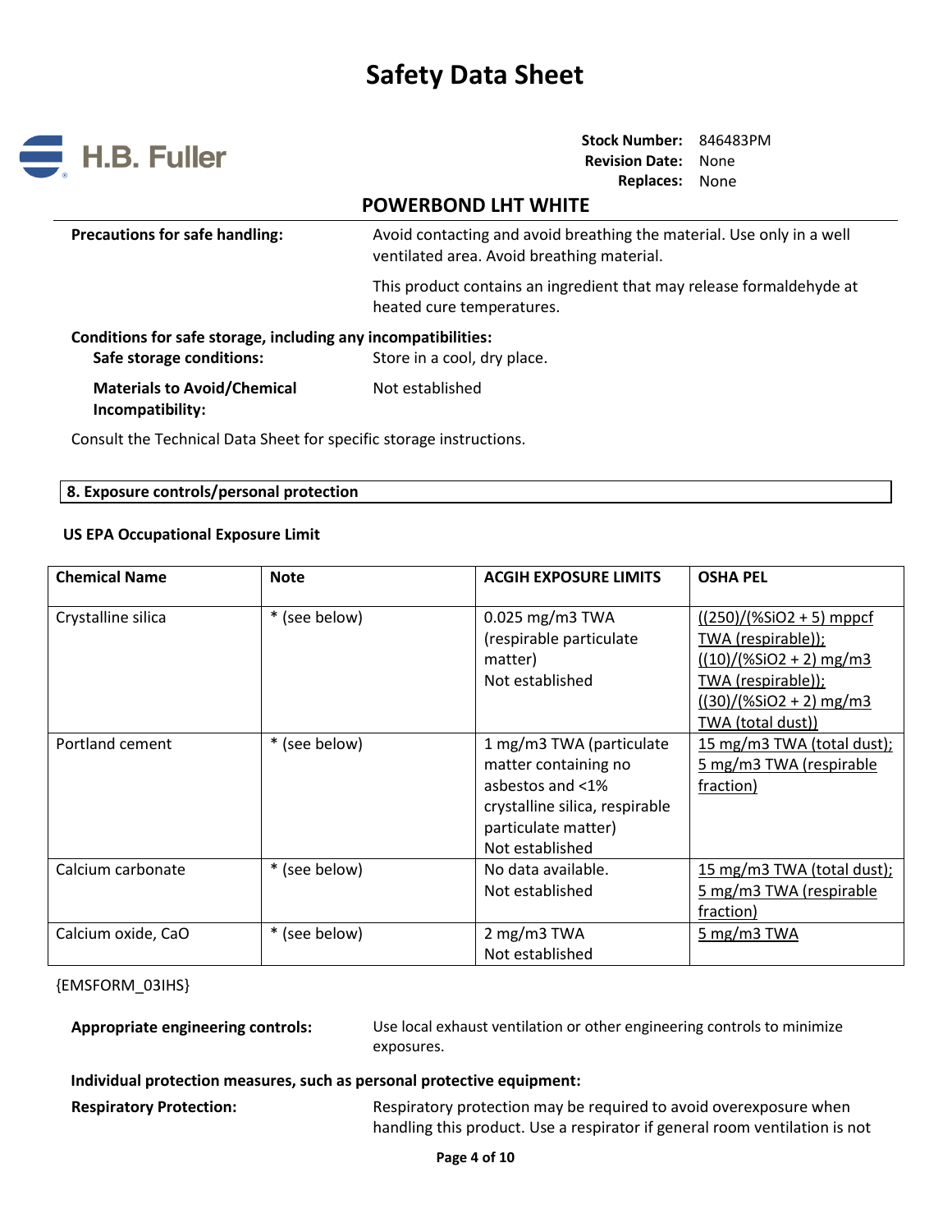**Precautions for safe handling:** Avoid contacting and avoid breathing the material. Use only in a well ventilated area. Avoid breathing material.

This product contains an ingredient that may release formaldehyde at heated cure temperatures.

**Conditions for safe storage, including any incompatibilities:**

**Safe storage conditions:** Store in a cool, dry place.

**Materials to Avoid/Chemical Incompatibility:** Not established

Consult the Technical Data Sheet for specific storage instructions.

## 8. Exposure controls/personal protection

**US EPA Occupational Exposure Limit**

| Chemical Name | Note | ACGIH EXPOSURE LIMITS | OSHA PEL |
|---|---|---|---|
| Crystalline silica | * (see below) | 0.025 mg/m3 TWA (respirable particulate matter)<br>Not established | ((250)/(%SiO2 + 5) mppcf TWA (respirable));<br>((10)/(%SiO2 + 2) mg/m3 TWA (respirable));<br>((30)/(%SiO2 + 2) mg/m3 TWA (total dust)) |
| Portland cement | * (see below) | 1 mg/m3 TWA (particulate matter containing no asbestos and <1% crystalline silica, respirable particulate matter)<br>Not established | 15 mg/m3 TWA (total dust);<br>5 mg/m3 TWA (respirable fraction) |
| Calcium carbonate | * (see below) | No data available.<br>Not established | 15 mg/m3 TWA (total dust);<br>5 mg/m3 TWA (respirable fraction) |
| Calcium oxide, CaO | * (see below) | 2 mg/m3 TWA<br>Not established | 5 mg/m3 TWA |

{EMSFORM_03IHS}

**Appropriate engineering controls:** Use local exhaust ventilation or other engineering controls to minimize exposures.

**Individual protection measures, such as personal protective equipment:**

**Respiratory Protection:** Respiratory protection may be required to avoid overexposure when handling this product. Use a respirator if general room ventilation is not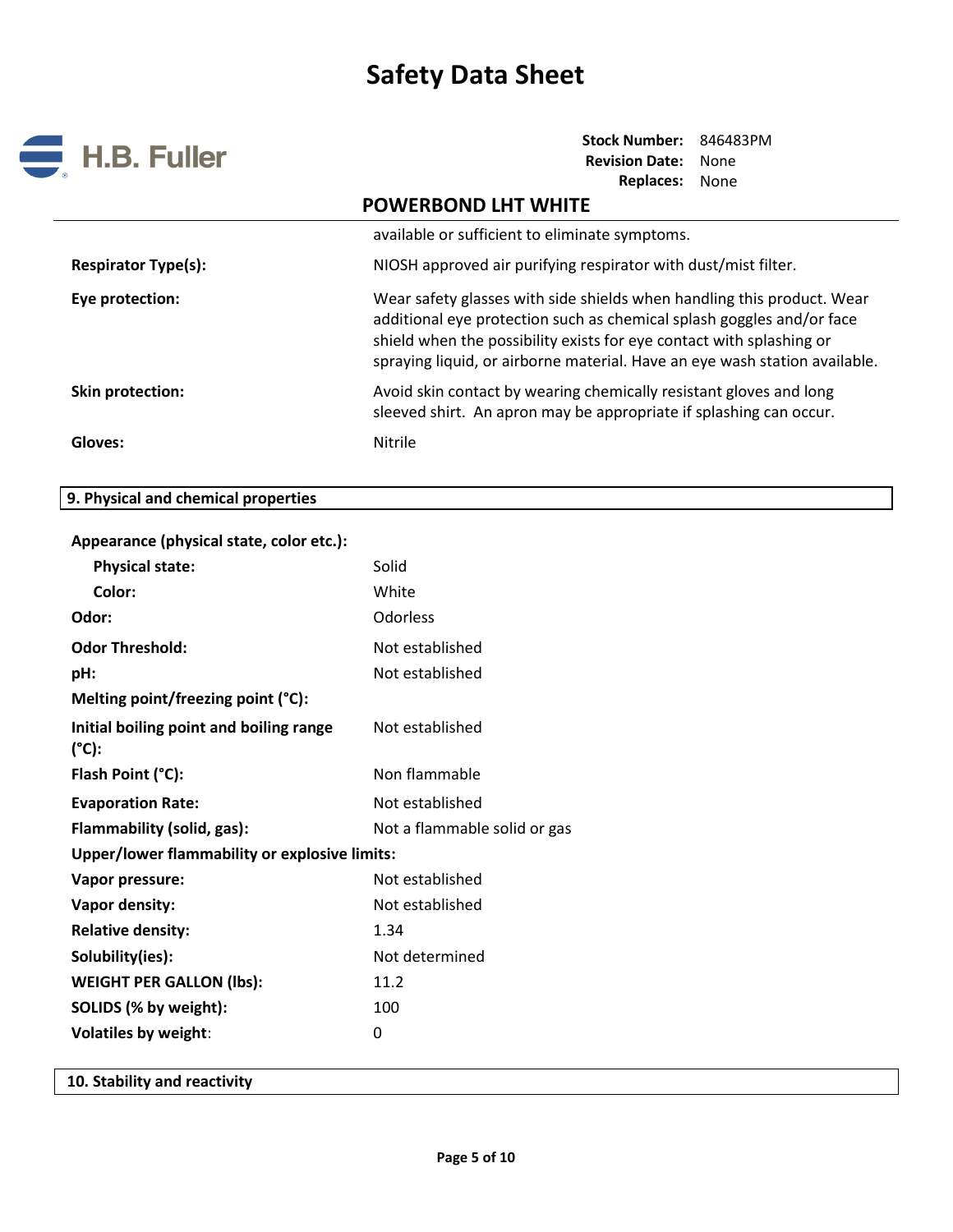| | |
|---|---|
| | available or sufficient to eliminate symptoms. |
| **Respirator Type(s):** | NIOSH approved air purifying respirator with dust/mist filter. |
| **Eye protection:** | Wear safety glasses with side shields when handling this product. Wear additional eye protection such as chemical splash goggles and/or face shield when the possibility exists for eye contact with splashing or spraying liquid, or airborne material. Have an eye wash station available. |
| **Skin protection:** | Avoid skin contact by wearing chemically resistant gloves and long sleeved shirt. An apron may be appropriate if splashing can occur. |
| **Gloves:** | Nitrile |

## 9. Physical and chemical properties

| | |
|---|---|
| **Appearance (physical state, color etc.):** | |
| **Physical state:** | Solid |
| **Color:** | White |
| **Odor:** | Odorless |
| **Odor Threshold:** | Not established |
| **pH:** | Not established |
| **Melting point/freezing point (°C):** | |
| **Initial boiling point and boiling range (°C):** | Not established |
| **Flash Point (°C):** | Non flammable |
| **Evaporation Rate:** | Not established |
| **Flammability (solid, gas):** | Not a flammable solid or gas |
| **Upper/lower flammability or explosive limits:** | |
| **Vapor pressure:** | Not established |
| **Vapor density:** | Not established |
| **Relative density:** | 1.34 |
| **Solubility(ies):** | Not determined |
| **WEIGHT PER GALLON (lbs):** | 11.2 |
| **SOLIDS (% by weight):** | 100 |
| **Volatiles by weight:** | 0 |

## 10. Stability and reactivity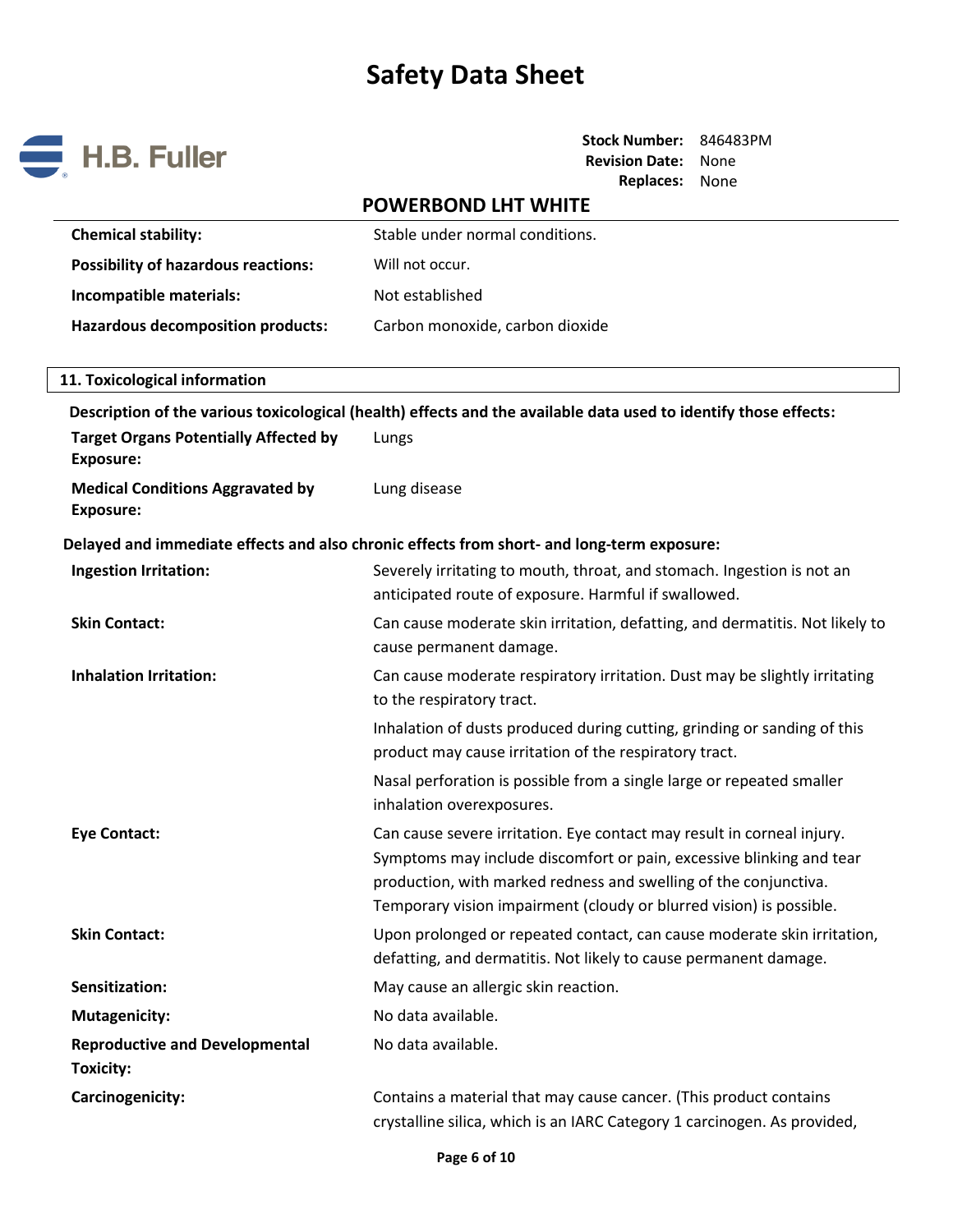| | |
|---|---|
| **Chemical stability:** | Stable under normal conditions. |
| **Possibility of hazardous reactions:** | Will not occur. |
| **Incompatible materials:** | Not established |
| **Hazardous decomposition products:** | Carbon monoxide, carbon dioxide |

## 11. Toxicological information

**Description of the various toxicological (health) effects and the available data used to identify those effects:**

| | |
|---|---|
| **Target Organs Potentially Affected by Exposure:** | Lungs |
| **Medical Conditions Aggravated by Exposure:** | Lung disease |

**Delayed and immediate effects and also chronic effects from short- and long-term exposure:**

| | |
|---|---|
| **Ingestion Irritation:** | Severely irritating to mouth, throat, and stomach. Ingestion is not an anticipated route of exposure. Harmful if swallowed. |
| **Skin Contact:** | Can cause moderate skin irritation, defatting, and dermatitis. Not likely to cause permanent damage. |
| **Inhalation Irritation:** | Can cause moderate respiratory irritation. Dust may be slightly irritating to the respiratory tract.<br><br>Inhalation of dusts produced during cutting, grinding or sanding of this product may cause irritation of the respiratory tract.<br><br>Nasal perforation is possible from a single large or repeated smaller inhalation overexposures. |
| **Eye Contact:** | Can cause severe irritation. Eye contact may result in corneal injury. Symptoms may include discomfort or pain, excessive blinking and tear production, with marked redness and swelling of the conjunctiva. Temporary vision impairment (cloudy or blurred vision) is possible. |
| **Skin Contact:** | Upon prolonged or repeated contact, can cause moderate skin irritation, defatting, and dermatitis. Not likely to cause permanent damage. |
| **Sensitization:** | May cause an allergic skin reaction. |
| **Mutagenicity:** | No data available. |
| **Reproductive and Developmental Toxicity:** | No data available. |
| **Carcinogenicity:** | Contains a material that may cause cancer. (This product contains crystalline silica, which is an IARC Category 1 carcinogen. As provided, |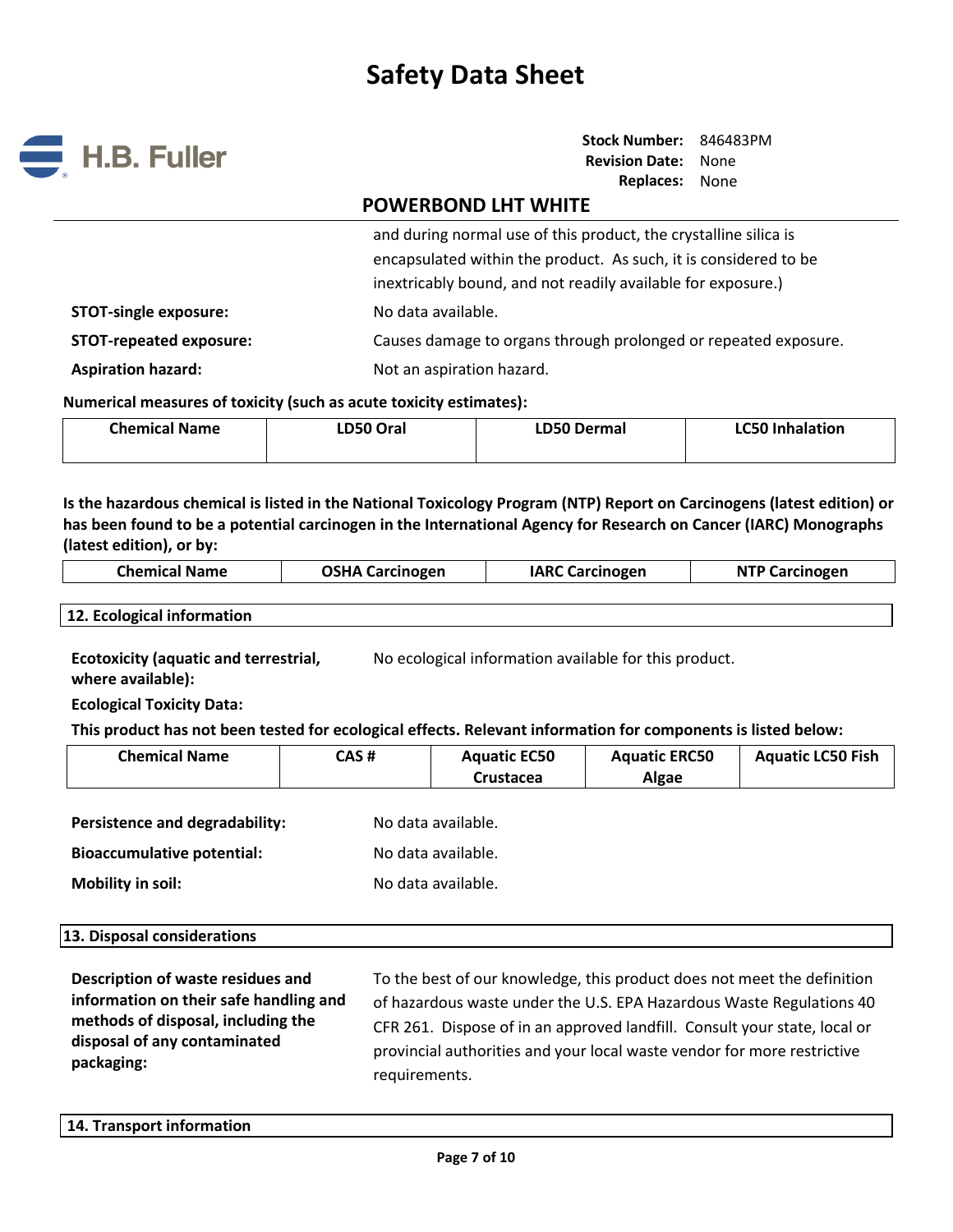and during normal use of this product, the crystalline silica is encapsulated within the product. As such, it is considered to be inextricably bound, and not readily available for exposure.)

**STOT-single exposure:** No data available.

**STOT-repeated exposure:** Causes damage to organs through prolonged or repeated exposure.

**Aspiration hazard:** Not an aspiration hazard.

**Numerical measures of toxicity (such as acute toxicity estimates):**

| Chemical Name | LD50 Oral | LD50 Dermal | LC50 Inhalation |
|---|---|---|---|

**Is the hazardous chemical is listed in the National Toxicology Program (NTP) Report on Carcinogens (latest edition) or has been found to be a potential carcinogen in the International Agency for Research on Cancer (IARC) Monographs (latest edition), or by:**

| Chemical Name | OSHA Carcinogen | IARC Carcinogen | NTP Carcinogen |
|---|---|---|---|

## 12. Ecological information

**Ecotoxicity (aquatic and terrestrial, where available):** No ecological information available for this product.

**Ecological Toxicity Data:**

**This product has not been tested for ecological effects. Relevant information for components is listed below:**

| Chemical Name | CAS # | Aquatic EC50 Crustacea | Aquatic ERC50 Algae | Aquatic LC50 Fish |
|---|---|---|---|---|

**Persistence and degradability:** No data available.

**Bioaccumulative potential:** No data available.

**Mobility in soil:** No data available.

## 13. Disposal considerations

**Description of waste residues and information on their safe handling and methods of disposal, including the disposal of any contaminated packaging:** To the best of our knowledge, this product does not meet the definition of hazardous waste under the U.S. EPA Hazardous Waste Regulations 40 CFR 261. Dispose of in an approved landfill. Consult your state, local or provincial authorities and your local waste vendor for more restrictive requirements.

## 14. Transport information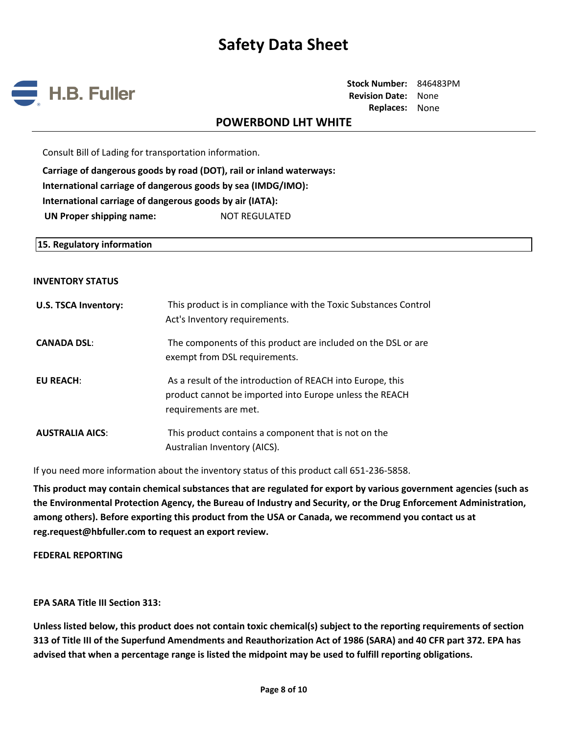Consult Bill of Lading for transportation information.

**Carriage of dangerous goods by road (DOT), rail or inland waterways:**
**International carriage of dangerous goods by sea (IMDG/IMO):**
**International carriage of dangerous goods by air (IATA):**
**UN Proper shipping name:** NOT REGULATED

## 15. Regulatory information

**INVENTORY STATUS**

| | |
|---|---|
| **U.S. TSCA Inventory:** | This product is in compliance with the Toxic Substances Control Act's Inventory requirements. |
| **CANADA DSL:** | The components of this product are included on the DSL or are exempt from DSL requirements. |
| **EU REACH:** | As a result of the introduction of REACH into Europe, this product cannot be imported into Europe unless the REACH requirements are met. |
| **AUSTRALIA AICS:** | This product contains a component that is not on the Australian Inventory (AICS). |

If you need more information about the inventory status of this product call 651-236-5858.

**This product may contain chemical substances that are regulated for export by various government agencies (such as the Environmental Protection Agency, the Bureau of Industry and Security, or the Drug Enforcement Administration, among others). Before exporting this product from the USA or Canada, we recommend you contact us at reg.request@hbfuller.com to request an export review.**

**FEDERAL REPORTING**

**EPA SARA Title III Section 313:**

**Unless listed below, this product does not contain toxic chemical(s) subject to the reporting requirements of section 313 of Title III of the Superfund Amendments and Reauthorization Act of 1986 (SARA) and 40 CFR part 372. EPA has advised that when a percentage range is listed the midpoint may be used to fulfill reporting obligations.**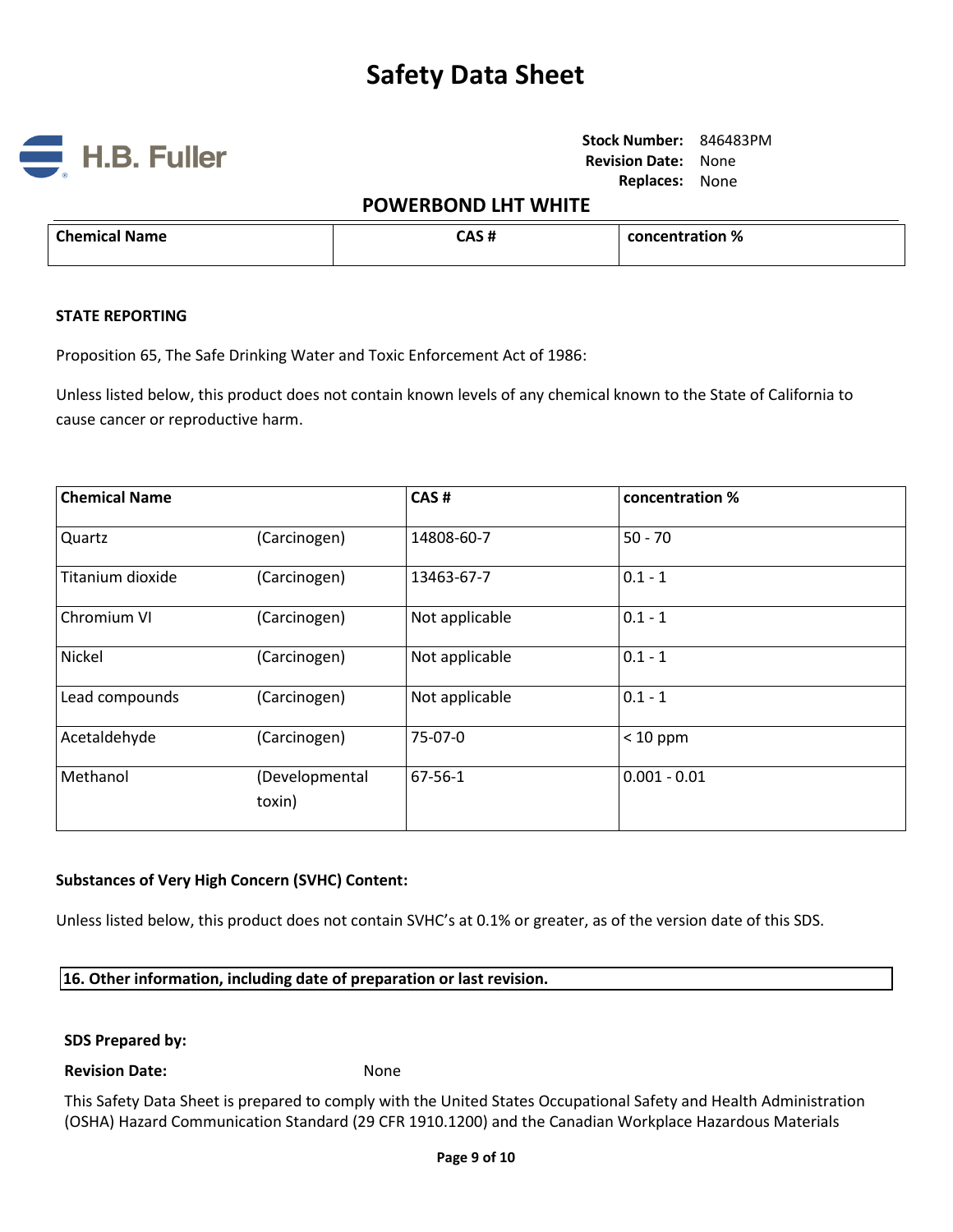| Chemical Name | CAS # | concentration % |
|---|---|---|

**STATE REPORTING**

Proposition 65, The Safe Drinking Water and Toxic Enforcement Act of 1986:

Unless listed below, this product does not contain known levels of any chemical known to the State of California to cause cancer or reproductive harm.

| Chemical Name | | CAS # | concentration % |
|---|---|---|---|
| Quartz | (Carcinogen) | 14808-60-7 | 50 - 70 |
| Titanium dioxide | (Carcinogen) | 13463-67-7 | 0.1 - 1 |
| Chromium VI | (Carcinogen) | Not applicable | 0.1 - 1 |
| Nickel | (Carcinogen) | Not applicable | 0.1 - 1 |
| Lead compounds | (Carcinogen) | Not applicable | 0.1 - 1 |
| Acetaldehyde | (Carcinogen) | 75-07-0 | < 10 ppm |
| Methanol | (Developmental toxin) | 67-56-1 | 0.001 - 0.01 |

**Substances of Very High Concern (SVHC) Content:**

Unless listed below, this product does not contain SVHC's at 0.1% or greater, as of the version date of this SDS.

## 16. Other information, including date of preparation or last revision.

**SDS Prepared by:**

**Revision Date:** None

This Safety Data Sheet is prepared to comply with the United States Occupational Safety and Health Administration (OSHA) Hazard Communication Standard (29 CFR 1910.1200) and the Canadian Workplace Hazardous Materials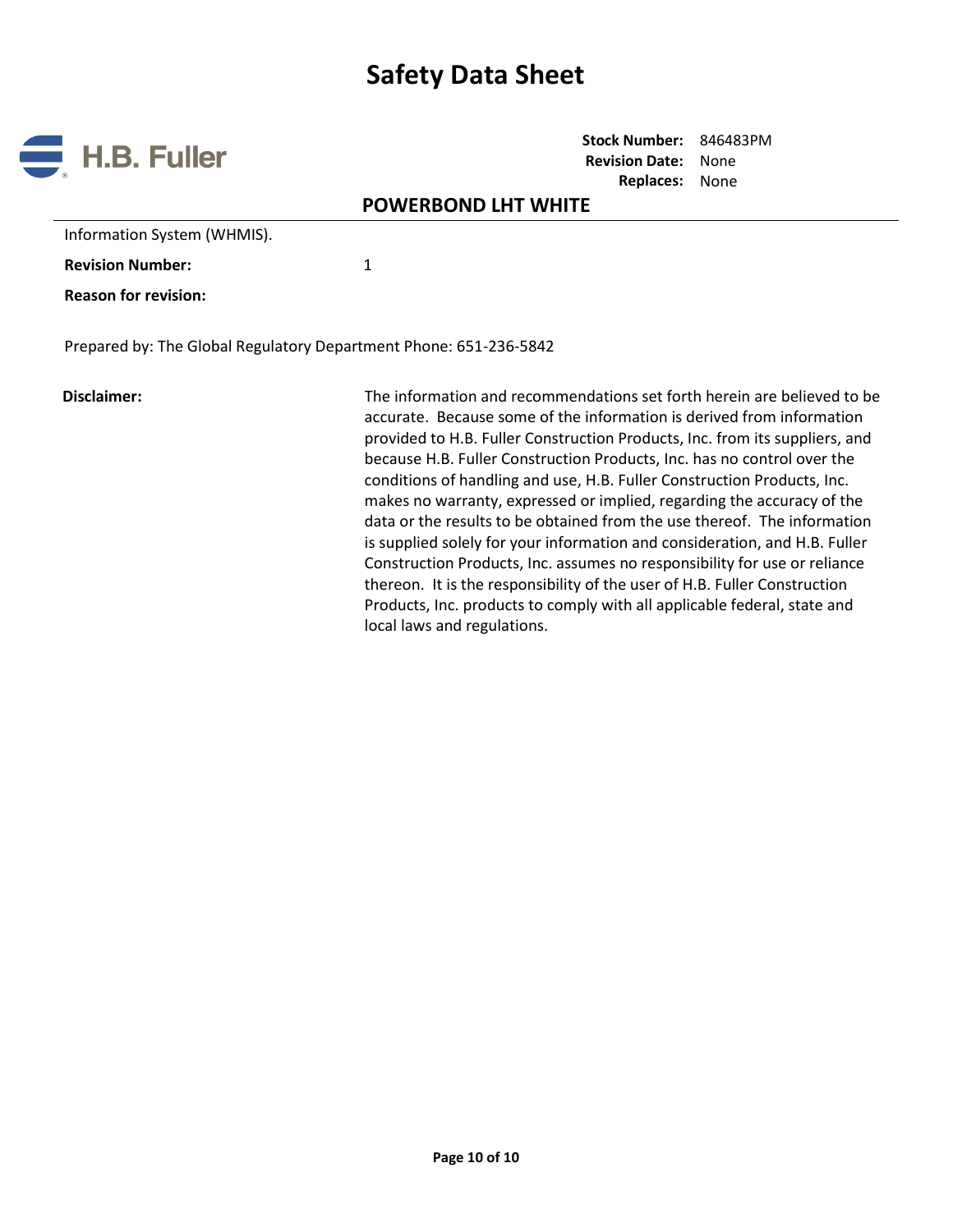Information System (WHMIS).

**Revision Number:** 1

**Reason for revision:**

Prepared by: The Global Regulatory Department Phone: 651-236-5842

**Disclaimer:** The information and recommendations set forth herein are believed to be accurate. Because some of the information is derived from information provided to H.B. Fuller Construction Products, Inc. from its suppliers, and because H.B. Fuller Construction Products, Inc. has no control over the conditions of handling and use, H.B. Fuller Construction Products, Inc. makes no warranty, expressed or implied, regarding the accuracy of the data or the results to be obtained from the use thereof. The information is supplied solely for your information and consideration, and H.B. Fuller Construction Products, Inc. assumes no responsibility for use or reliance thereon. It is the responsibility of the user of H.B. Fuller Construction Products, Inc. products to comply with all applicable federal, state and local laws and regulations.